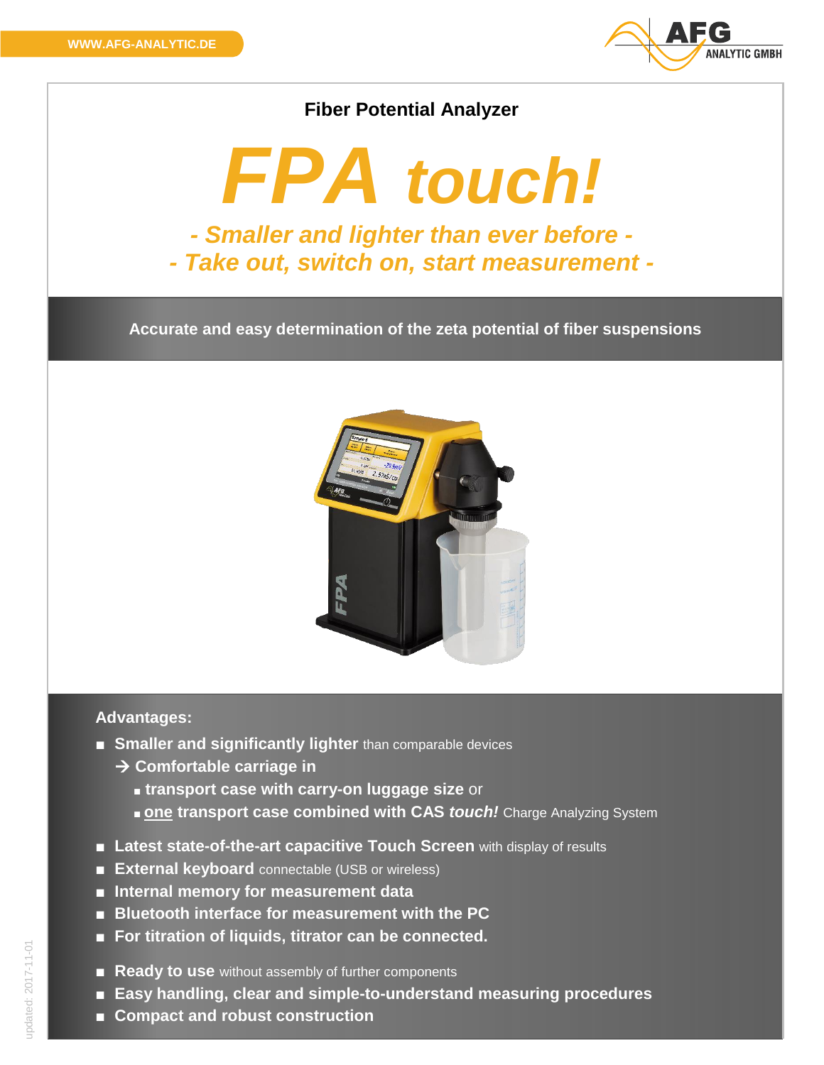WWW.AFG-ANALYTIC.DE

AFG ANALYTIC GMBH

### Fiber Potential Analyzer

# *FPA touch!*

*- Smaller and lighter than ever before -*
*- Take out, switch on, start measurement -*

**Accurate and easy determination of the zeta potential of fiber suspensions**

**Advantages:**

- **Smaller and significantly lighter** than comparable devices
  - → **Comfortable carriage in**
    - **transport case with carry-on luggage size** or
    - **one transport case combined with CAS *touch!*** Charge Analyzing System
- **Latest state-of-the-art capacitive Touch Screen** with display of results
- **External keyboard** connectable (USB or wireless)
- **Internal memory for measurement data**
- **Bluetooth interface for measurement with the PC**
- **For titration of liquids, titrator can be connected.**
- **Ready to use** without assembly of further components
- **Easy handling, clear and simple-to-understand measuring procedures**
- **Compact and robust construction**

updated: 2017-11-01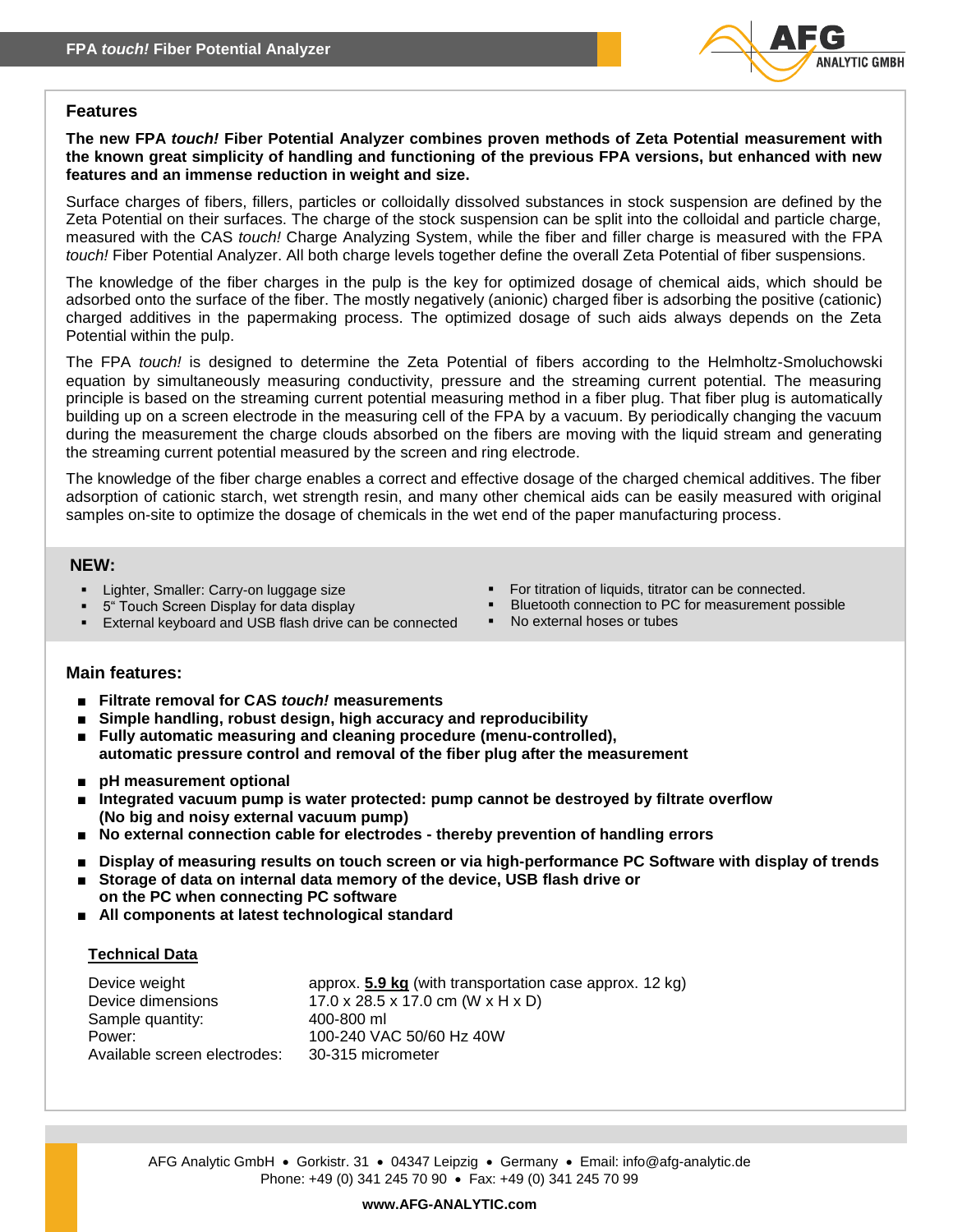## Features

**The new FPA *touch!* Fiber Potential Analyzer combines proven methods of Zeta Potential measurement with the known great simplicity of handling and functioning of the previous FPA versions, but enhanced with new features and an immense reduction in weight and size.**

Surface charges of fibers, fillers, particles or colloidally dissolved substances in stock suspension are defined by the Zeta Potential on their surfaces. The charge of the stock suspension can be split into the colloidal and particle charge, measured with the CAS *touch!* Charge Analyzing System, while the fiber and filler charge is measured with the FPA *touch!* Fiber Potential Analyzer. All both charge levels together define the overall Zeta Potential of fiber suspensions.

The knowledge of the fiber charges in the pulp is the key for optimized dosage of chemical aids, which should be adsorbed onto the surface of the fiber. The mostly negatively (anionic) charged fiber is adsorbing the positive (cationic) charged additives in the papermaking process. The optimized dosage of such aids always depends on the Zeta Potential within the pulp.

The FPA *touch!* is designed to determine the Zeta Potential of fibers according to the Helmholtz-Smoluchowski equation by simultaneously measuring conductivity, pressure and the streaming current potential. The measuring principle is based on the streaming current potential measuring method in a fiber plug. That fiber plug is automatically building up on a screen electrode in the measuring cell of the FPA by a vacuum. By periodically changing the vacuum during the measurement the charge clouds absorbed on the fibers are moving with the liquid stream and generating the streaming current potential measured by the screen and ring electrode.

The knowledge of the fiber charge enables a correct and effective dosage of the charged chemical additives. The fiber adsorption of cationic starch, wet strength resin, and many other chemical aids can be easily measured with original samples on-site to optimize the dosage of chemicals in the wet end of the paper manufacturing process.

### NEW:

- Lighter, Smaller: Carry-on luggage size
- 5“ Touch Screen Display for data display
- External keyboard and USB flash drive can be connected
- For titration of liquids, titrator can be connected.
- Bluetooth connection to PC for measurement possible
- No external hoses or tubes

### Main features:

- **Filtrate removal for CAS *touch!* measurements**
- **Simple handling, robust design, high accuracy and reproducibility**
- **Fully automatic measuring and cleaning procedure (menu-controlled), automatic pressure control and removal of the fiber plug after the measurement**
- **pH measurement optional**
- **Integrated vacuum pump is water protected: pump cannot be destroyed by filtrate overflow (No big and noisy external vacuum pump)**
- **No external connection cable for electrodes - thereby prevention of handling errors**
- **Display of measuring results on touch screen or via high-performance PC Software with display of trends**
- **Storage of data on internal data memory of the device, USB flash drive or on the PC when connecting PC software**
- **All components at latest technological standard**

#### Technical Data

| | |
|---|---|
| Device weight | approx. **5.9 kg** (with transportation case approx. 12 kg) |
| Device dimensions | 17.0 x 28.5 x 17.0 cm (W x H x D) |
| Sample quantity: | 400-800 ml |
| Power: | 100-240 VAC 50/60 Hz 40W |
| Available screen electrodes: | 30-315 micrometer |

AFG Analytic GmbH • Gorkistr. 31 • 04347 Leipzig • Germany • Email: info@afg-analytic.de
Phone: +49 (0) 341 245 70 90 • Fax: +49 (0) 341 245 70 99

**www.AFG-ANALYTIC.com**